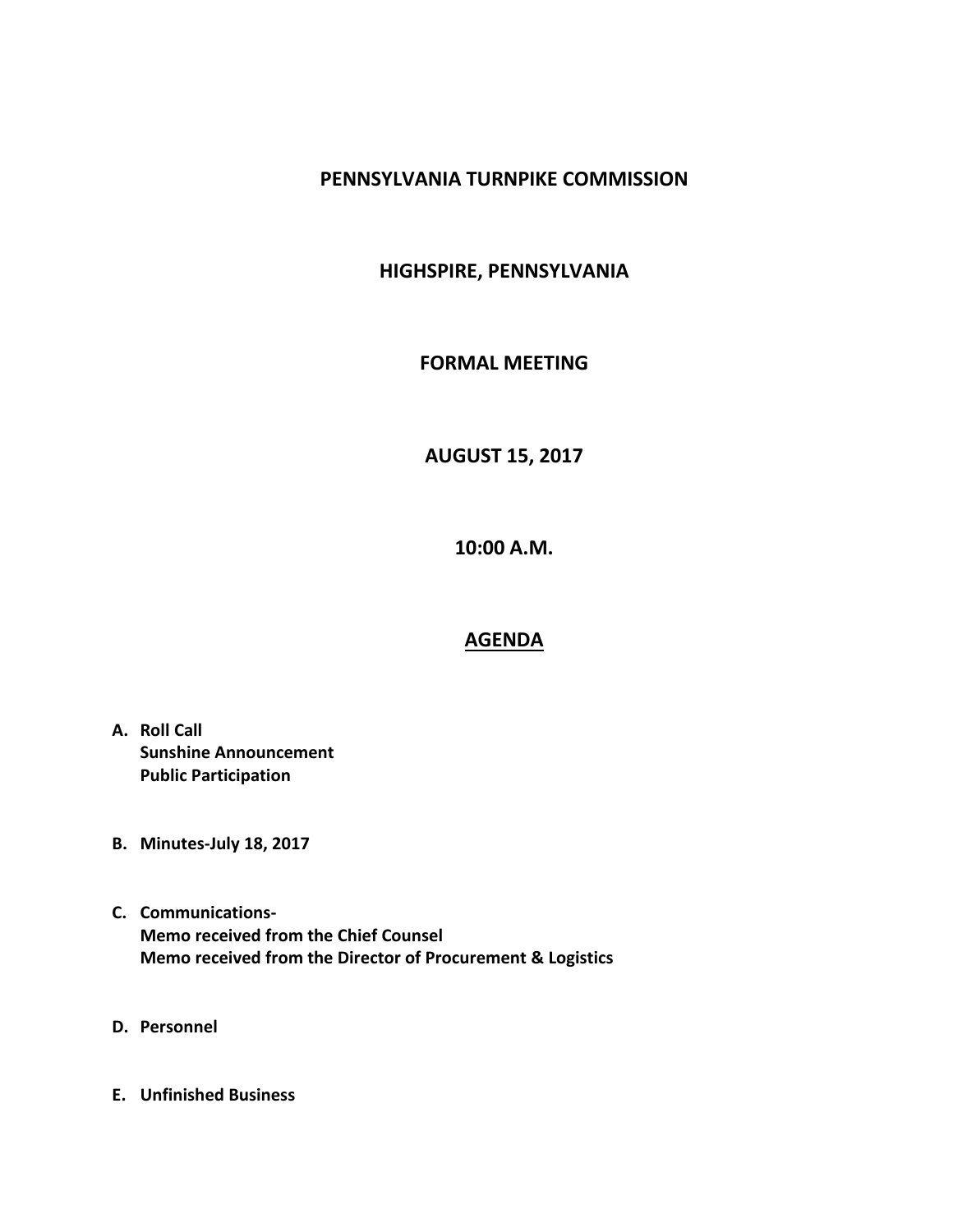# PENNSYLVANIA TURNPIKE COMMISSION

## HIGHSPIRE, PENNSYLVANIA

## FORMAL MEETING

## AUGUST 15, 2017

## 10:00 A.M.

## AGENDA

**A. Roll Call**
**Sunshine Announcement**
**Public Participation**

**B. Minutes-July 18, 2017**

**C. Communications-**
**Memo received from the Chief Counsel**
**Memo received from the Director of Procurement & Logistics**

**D. Personnel**

**E. Unfinished Business**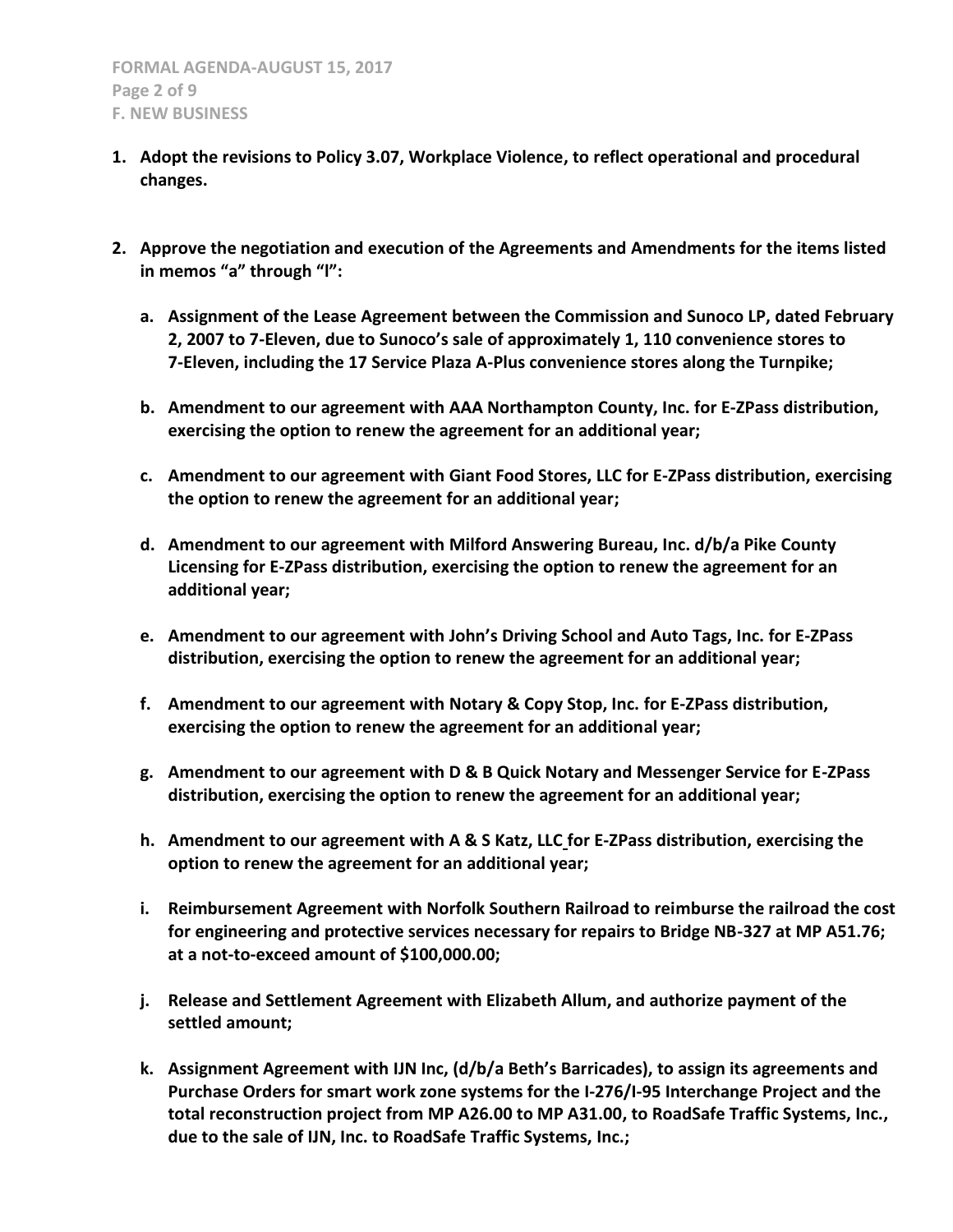**F. NEW BUSINESS**

1. **Adopt the revisions to Policy 3.07, Workplace Violence, to reflect operational and procedural changes.**

2. **Approve the negotiation and execution of the Agreements and Amendments for the items listed in memos "a" through "l":**

   a. **Assignment of the Lease Agreement between the Commission and Sunoco LP, dated February 2, 2007 to 7-Eleven, due to Sunoco's sale of approximately 1, 110 convenience stores to 7-Eleven, including the 17 Service Plaza A-Plus convenience stores along the Turnpike;**

   b. **Amendment to our agreement with AAA Northampton County, Inc. for E-ZPass distribution, exercising the option to renew the agreement for an additional year;**

   c. **Amendment to our agreement with Giant Food Stores, LLC for E-ZPass distribution, exercising the option to renew the agreement for an additional year;**

   d. **Amendment to our agreement with Milford Answering Bureau, Inc. d/b/a Pike County Licensing for E-ZPass distribution, exercising the option to renew the agreement for an additional year;**

   e. **Amendment to our agreement with John's Driving School and Auto Tags, Inc. for E-ZPass distribution, exercising the option to renew the agreement for an additional year;**

   f. **Amendment to our agreement with Notary & Copy Stop, Inc. for E-ZPass distribution, exercising the option to renew the agreement for an additional year;**

   g. **Amendment to our agreement with D & B Quick Notary and Messenger Service for E-ZPass distribution, exercising the option to renew the agreement for an additional year;**

   h. **Amendment to our agreement with A & S Katz, LLC for E-ZPass distribution, exercising the option to renew the agreement for an additional year;**

   i. **Reimbursement Agreement with Norfolk Southern Railroad to reimburse the railroad the cost for engineering and protective services necessary for repairs to Bridge NB-327 at MP A51.76; at a not-to-exceed amount of $100,000.00;**

   j. **Release and Settlement Agreement with Elizabeth Allum, and authorize payment of the settled amount;**

   k. **Assignment Agreement with IJN Inc, (d/b/a Beth's Barricades), to assign its agreements and Purchase Orders for smart work zone systems for the I-276/I-95 Interchange Project and the total reconstruction project from MP A26.00 to MP A31.00, to RoadSafe Traffic Systems, Inc., due to the sale of IJN, Inc. to RoadSafe Traffic Systems, Inc.;**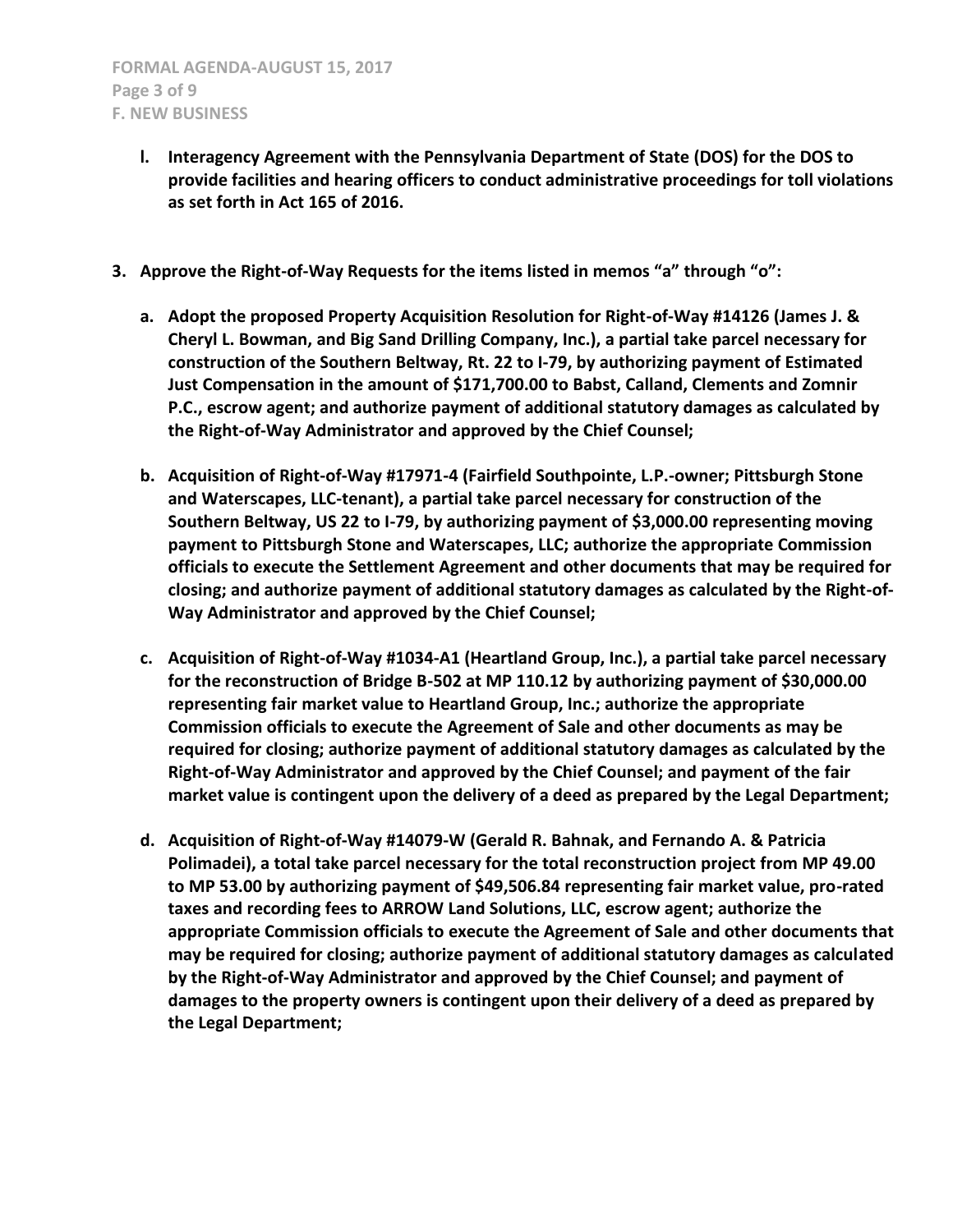**l. Interagency Agreement with the Pennsylvania Department of State (DOS) for the DOS to provide facilities and hearing officers to conduct administrative proceedings for toll violations as set forth in Act 165 of 2016.**

**3. Approve the Right-of-Way Requests for the items listed in memos "a" through "o":**

**a. Adopt the proposed Property Acquisition Resolution for Right-of-Way #14126 (James J. & Cheryl L. Bowman, and Big Sand Drilling Company, Inc.), a partial take parcel necessary for construction of the Southern Beltway, Rt. 22 to I-79, by authorizing payment of Estimated Just Compensation in the amount of $171,700.00 to Babst, Calland, Clements and Zomnir P.C., escrow agent; and authorize payment of additional statutory damages as calculated by the Right-of-Way Administrator and approved by the Chief Counsel;**

**b. Acquisition of Right-of-Way #17971-4 (Fairfield Southpointe, L.P.-owner; Pittsburgh Stone and Waterscapes, LLC-tenant), a partial take parcel necessary for construction of the Southern Beltway, US 22 to I-79, by authorizing payment of $3,000.00 representing moving payment to Pittsburgh Stone and Waterscapes, LLC; authorize the appropriate Commission officials to execute the Settlement Agreement and other documents that may be required for closing; and authorize payment of additional statutory damages as calculated by the Right-of-Way Administrator and approved by the Chief Counsel;**

**c. Acquisition of Right-of-Way #1034-A1 (Heartland Group, Inc.), a partial take parcel necessary for the reconstruction of Bridge B-502 at MP 110.12 by authorizing payment of $30,000.00 representing fair market value to Heartland Group, Inc.; authorize the appropriate Commission officials to execute the Agreement of Sale and other documents as may be required for closing; authorize payment of additional statutory damages as calculated by the Right-of-Way Administrator and approved by the Chief Counsel; and payment of the fair market value is contingent upon the delivery of a deed as prepared by the Legal Department;**

**d. Acquisition of Right-of-Way #14079-W (Gerald R. Bahnak, and Fernando A. & Patricia Polimadei), a total take parcel necessary for the total reconstruction project from MP 49.00 to MP 53.00 by authorizing payment of $49,506.84 representing fair market value, pro-rated taxes and recording fees to ARROW Land Solutions, LLC, escrow agent; authorize the appropriate Commission officials to execute the Agreement of Sale and other documents that may be required for closing; authorize payment of additional statutory damages as calculated by the Right-of-Way Administrator and approved by the Chief Counsel; and payment of damages to the property owners is contingent upon their delivery of a deed as prepared by the Legal Department;**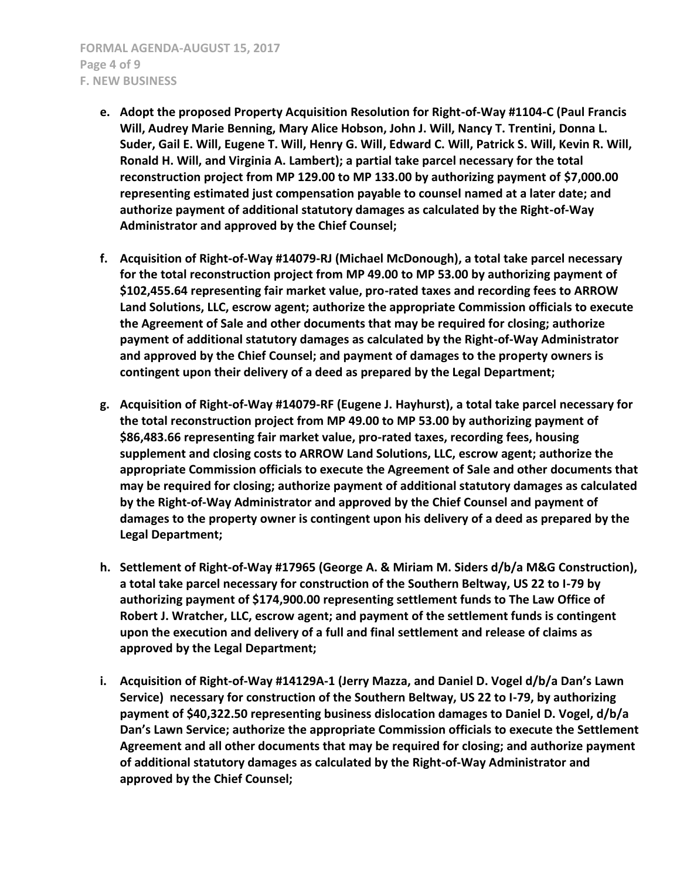**e. Adopt the proposed Property Acquisition Resolution for Right-of-Way #1104-C (Paul Francis Will, Audrey Marie Benning, Mary Alice Hobson, John J. Will, Nancy T. Trentini, Donna L. Suder, Gail E. Will, Eugene T. Will, Henry G. Will, Edward C. Will, Patrick S. Will, Kevin R. Will, Ronald H. Will, and Virginia A. Lambert); a partial take parcel necessary for the total reconstruction project from MP 129.00 to MP 133.00 by authorizing payment of $7,000.00 representing estimated just compensation payable to counsel named at a later date; and authorize payment of additional statutory damages as calculated by the Right-of-Way Administrator and approved by the Chief Counsel;**

**f. Acquisition of Right-of-Way #14079-RJ (Michael McDonough), a total take parcel necessary for the total reconstruction project from MP 49.00 to MP 53.00 by authorizing payment of $102,455.64 representing fair market value, pro-rated taxes and recording fees to ARROW Land Solutions, LLC, escrow agent; authorize the appropriate Commission officials to execute the Agreement of Sale and other documents that may be required for closing; authorize payment of additional statutory damages as calculated by the Right-of-Way Administrator and approved by the Chief Counsel; and payment of damages to the property owners is contingent upon their delivery of a deed as prepared by the Legal Department;**

**g. Acquisition of Right-of-Way #14079-RF (Eugene J. Hayhurst), a total take parcel necessary for the total reconstruction project from MP 49.00 to MP 53.00 by authorizing payment of $86,483.66 representing fair market value, pro-rated taxes, recording fees, housing supplement and closing costs to ARROW Land Solutions, LLC, escrow agent; authorize the appropriate Commission officials to execute the Agreement of Sale and other documents that may be required for closing; authorize payment of additional statutory damages as calculated by the Right-of-Way Administrator and approved by the Chief Counsel and payment of damages to the property owner is contingent upon his delivery of a deed as prepared by the Legal Department;**

**h. Settlement of Right-of-Way #17965 (George A. & Miriam M. Siders d/b/a M&G Construction), a total take parcel necessary for construction of the Southern Beltway, US 22 to I-79 by authorizing payment of $174,900.00 representing settlement funds to The Law Office of Robert J. Wratcher, LLC, escrow agent; and payment of the settlement funds is contingent upon the execution and delivery of a full and final settlement and release of claims as approved by the Legal Department;**

**i. Acquisition of Right-of-Way #14129A-1 (Jerry Mazza, and Daniel D. Vogel d/b/a Dan's Lawn Service) necessary for construction of the Southern Beltway, US 22 to I-79, by authorizing payment of $40,322.50 representing business dislocation damages to Daniel D. Vogel, d/b/a Dan's Lawn Service; authorize the appropriate Commission officials to execute the Settlement Agreement and all other documents that may be required for closing; and authorize payment of additional statutory damages as calculated by the Right-of-Way Administrator and approved by the Chief Counsel;**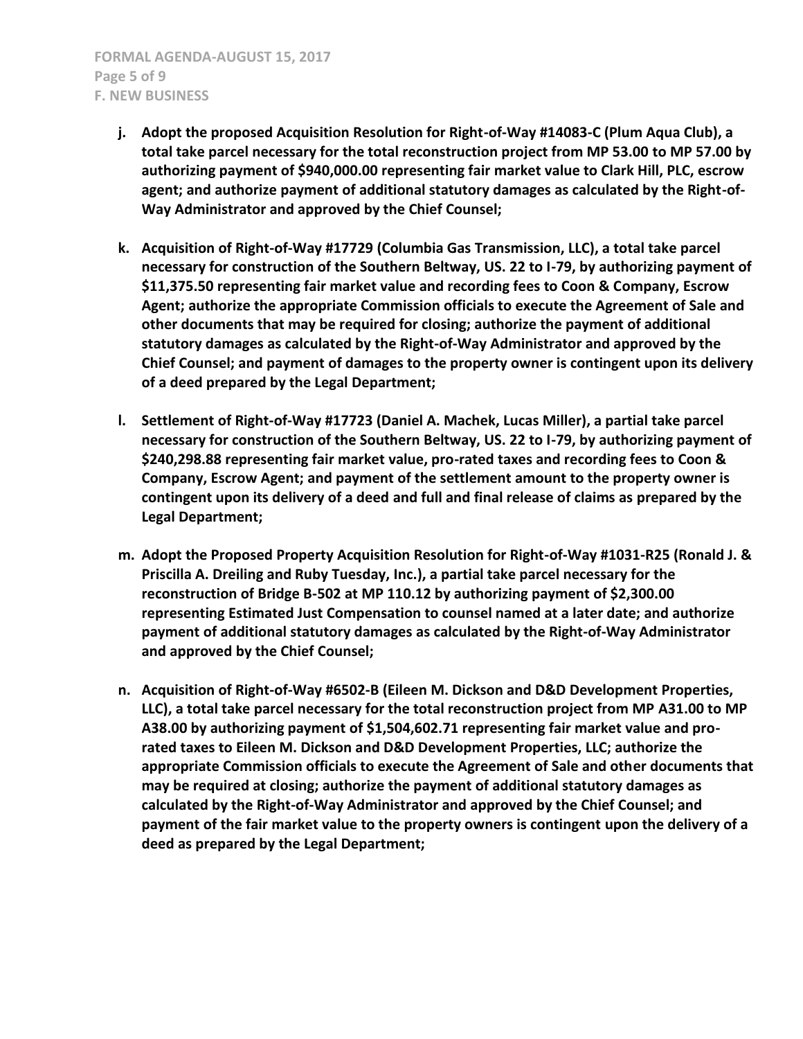**F. NEW BUSINESS**

- **j. Adopt the proposed Acquisition Resolution for Right-of-Way #14083-C (Plum Aqua Club), a total take parcel necessary for the total reconstruction project from MP 53.00 to MP 57.00 by authorizing payment of $940,000.00 representing fair market value to Clark Hill, PLC, escrow agent; and authorize payment of additional statutory damages as calculated by the Right-of-Way Administrator and approved by the Chief Counsel;**

- **k. Acquisition of Right-of-Way #17729 (Columbia Gas Transmission, LLC), a total take parcel necessary for construction of the Southern Beltway, US. 22 to I-79, by authorizing payment of $11,375.50 representing fair market value and recording fees to Coon & Company, Escrow Agent; authorize the appropriate Commission officials to execute the Agreement of Sale and other documents that may be required for closing; authorize the payment of additional statutory damages as calculated by the Right-of-Way Administrator and approved by the Chief Counsel; and payment of damages to the property owner is contingent upon its delivery of a deed prepared by the Legal Department;**

- **l. Settlement of Right-of-Way #17723 (Daniel A. Machek, Lucas Miller), a partial take parcel necessary for construction of the Southern Beltway, US. 22 to I-79, by authorizing payment of $240,298.88 representing fair market value, pro-rated taxes and recording fees to Coon & Company, Escrow Agent; and payment of the settlement amount to the property owner is contingent upon its delivery of a deed and full and final release of claims as prepared by the Legal Department;**

- **m. Adopt the Proposed Property Acquisition Resolution for Right-of-Way #1031-R25 (Ronald J. & Priscilla A. Dreiling and Ruby Tuesday, Inc.), a partial take parcel necessary for the reconstruction of Bridge B-502 at MP 110.12 by authorizing payment of $2,300.00 representing Estimated Just Compensation to counsel named at a later date; and authorize payment of additional statutory damages as calculated by the Right-of-Way Administrator and approved by the Chief Counsel;**

- **n. Acquisition of Right-of-Way #6502-B (Eileen M. Dickson and D&D Development Properties, LLC), a total take parcel necessary for the total reconstruction project from MP A31.00 to MP A38.00 by authorizing payment of $1,504,602.71 representing fair market value and pro-rated taxes to Eileen M. Dickson and D&D Development Properties, LLC; authorize the appropriate Commission officials to execute the Agreement of Sale and other documents that may be required at closing; authorize the payment of additional statutory damages as calculated by the Right-of-Way Administrator and approved by the Chief Counsel; and payment of the fair market value to the property owners is contingent upon the delivery of a deed as prepared by the Legal Department;**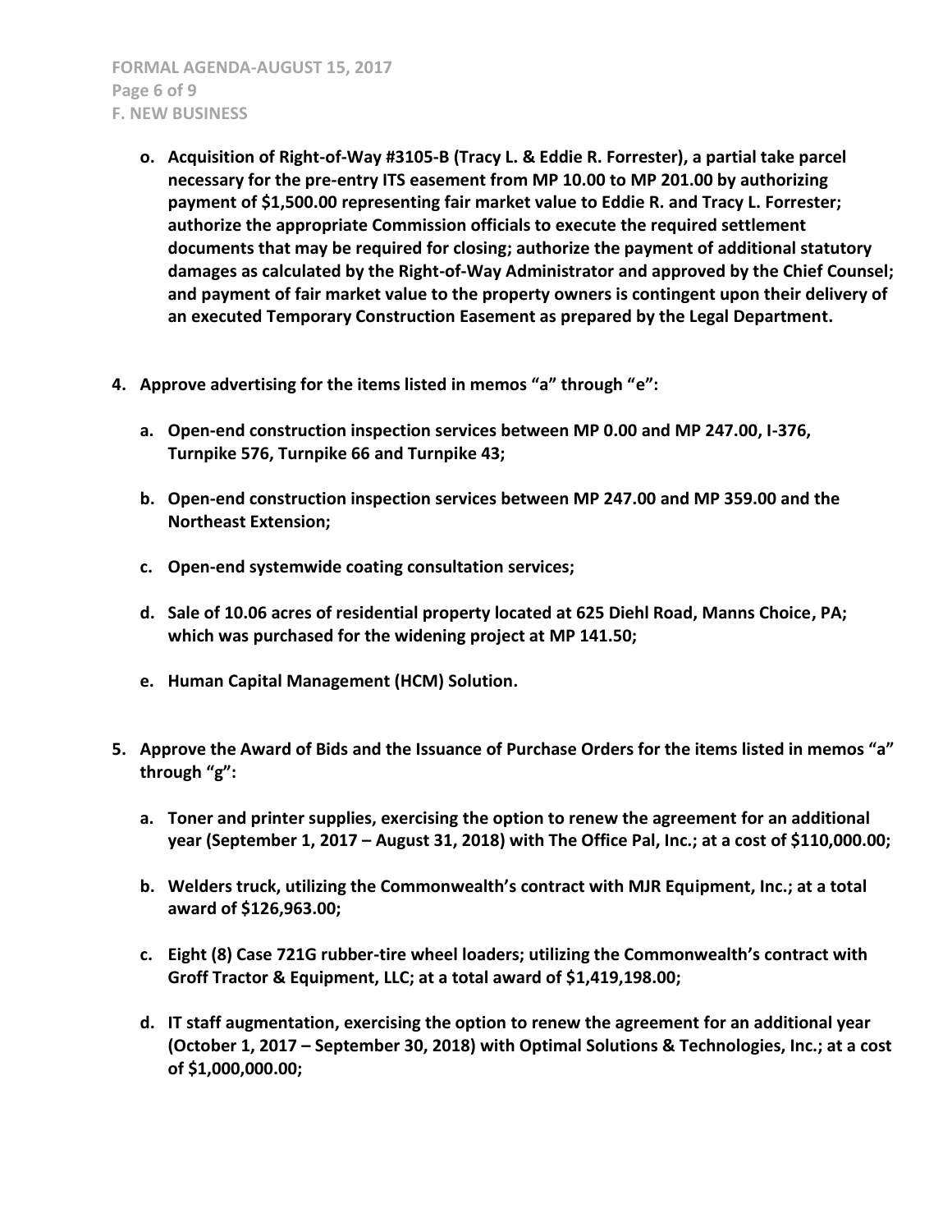- **o. Acquisition of Right-of-Way #3105-B (Tracy L. & Eddie R. Forrester), a partial take parcel necessary for the pre-entry ITS easement from MP 10.00 to MP 201.00 by authorizing payment of $1,500.00 representing fair market value to Eddie R. and Tracy L. Forrester; authorize the appropriate Commission officials to execute the required settlement documents that may be required for closing; authorize the payment of additional statutory damages as calculated by the Right-of-Way Administrator and approved by the Chief Counsel; and payment of fair market value to the property owners is contingent upon their delivery of an executed Temporary Construction Easement as prepared by the Legal Department.**

**4. Approve advertising for the items listed in memos "a" through "e":**

- **a. Open-end construction inspection services between MP 0.00 and MP 247.00, I-376, Turnpike 576, Turnpike 66 and Turnpike 43;**
- **b. Open-end construction inspection services between MP 247.00 and MP 359.00 and the Northeast Extension;**
- **c. Open-end systemwide coating consultation services;**
- **d. Sale of 10.06 acres of residential property located at 625 Diehl Road, Manns Choice, PA; which was purchased for the widening project at MP 141.50;**
- **e. Human Capital Management (HCM) Solution.**

**5. Approve the Award of Bids and the Issuance of Purchase Orders for the items listed in memos "a" through "g":**

- **a. Toner and printer supplies, exercising the option to renew the agreement for an additional year (September 1, 2017 – August 31, 2018) with The Office Pal, Inc.; at a cost of $110,000.00;**
- **b. Welders truck, utilizing the Commonwealth's contract with MJR Equipment, Inc.; at a total award of $126,963.00;**
- **c. Eight (8) Case 721G rubber-tire wheel loaders; utilizing the Commonwealth's contract with Groff Tractor & Equipment, LLC; at a total award of $1,419,198.00;**
- **d. IT staff augmentation, exercising the option to renew the agreement for an additional year (October 1, 2017 – September 30, 2018) with Optimal Solutions & Technologies, Inc.; at a cost of $1,000,000.00;**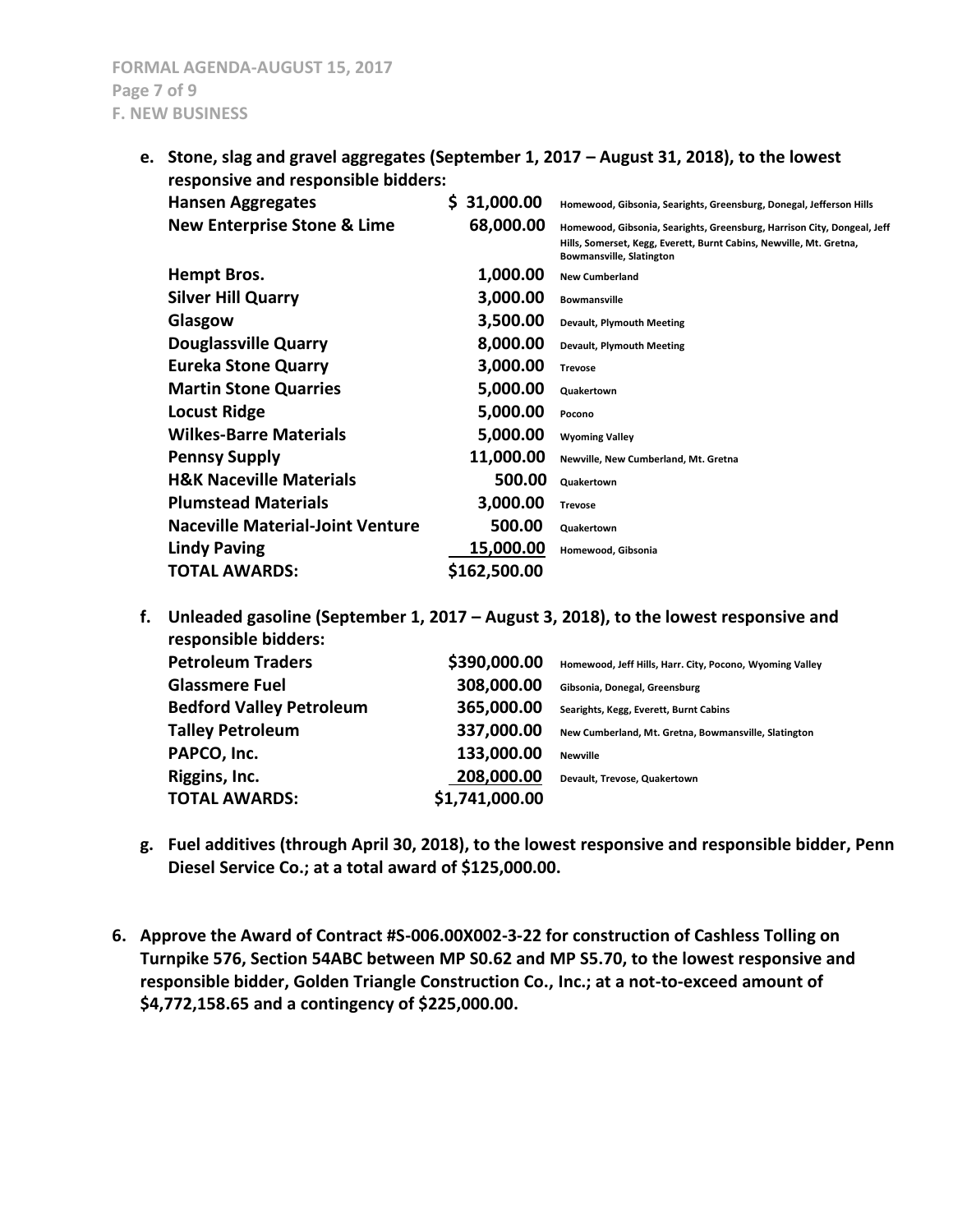**e. Stone, slag and gravel aggregates (September 1, 2017 – August 31, 2018), to the lowest responsive and responsible bidders:**

| Bidder | Amount | Locations |
|---|---|---|
| **Hansen Aggregates** | **$ 31,000.00** | **Homewood, Gibsonia, Searights, Greensburg, Donegal, Jefferson Hills** |
| **New Enterprise Stone & Lime** | **68,000.00** | **Homewood, Gibsonia, Searights, Greensburg, Harrison City, Dongeal, Jeff Hills, Somerset, Kegg, Everett, Burnt Cabins, Newville, Mt. Gretna, Bowmansville, Slatington** |
| **Hempt Bros.** | **1,000.00** | **New Cumberland** |
| **Silver Hill Quarry** | **3,000.00** | **Bowmansville** |
| **Glasgow** | **3,500.00** | **Devault, Plymouth Meeting** |
| **Douglassville Quarry** | **8,000.00** | **Devault, Plymouth Meeting** |
| **Eureka Stone Quarry** | **3,000.00** | **Trevose** |
| **Martin Stone Quarries** | **5,000.00** | **Quakertown** |
| **Locust Ridge** | **5,000.00** | **Pocono** |
| **Wilkes-Barre Materials** | **5,000.00** | **Wyoming Valley** |
| **Pennsy Supply** | **11,000.00** | **Newville, New Cumberland, Mt. Gretna** |
| **H&K Naceville Materials** | **500.00** | **Quakertown** |
| **Plumstead Materials** | **3,000.00** | **Trevose** |
| **Naceville Material-Joint Venture** | **500.00** | **Quakertown** |
| **Lindy Paving** | **15,000.00** | **Homewood, Gibsonia** |
| **TOTAL AWARDS:** | **$162,500.00** | |

**f. Unleaded gasoline (September 1, 2017 – August 3, 2018), to the lowest responsive and responsible bidders:**

| Bidder | Amount | Locations |
|---|---|---|
| **Petroleum Traders** | **$390,000.00** | **Homewood, Jeff Hills, Harr. City, Pocono, Wyoming Valley** |
| **Glassmere Fuel** | **308,000.00** | **Gibsonia, Donegal, Greensburg** |
| **Bedford Valley Petroleum** | **365,000.00** | **Searights, Kegg, Everett, Burnt Cabins** |
| **Talley Petroleum** | **337,000.00** | **New Cumberland, Mt. Gretna, Bowmansville, Slatington** |
| **PAPCO, Inc.** | **133,000.00** | **Newville** |
| **Riggins, Inc.** | **208,000.00** | **Devault, Trevose, Quakertown** |
| **TOTAL AWARDS:** | **$1,741,000.00** | |

**g. Fuel additives (through April 30, 2018), to the lowest responsive and responsible bidder, Penn Diesel Service Co.; at a total award of $125,000.00.**

**6. Approve the Award of Contract #S-006.00X002-3-22 for construction of Cashless Tolling on Turnpike 576, Section 54ABC between MP S0.62 and MP S5.70, to the lowest responsive and responsible bidder, Golden Triangle Construction Co., Inc.; at a not-to-exceed amount of $4,772,158.65 and a contingency of $225,000.00.**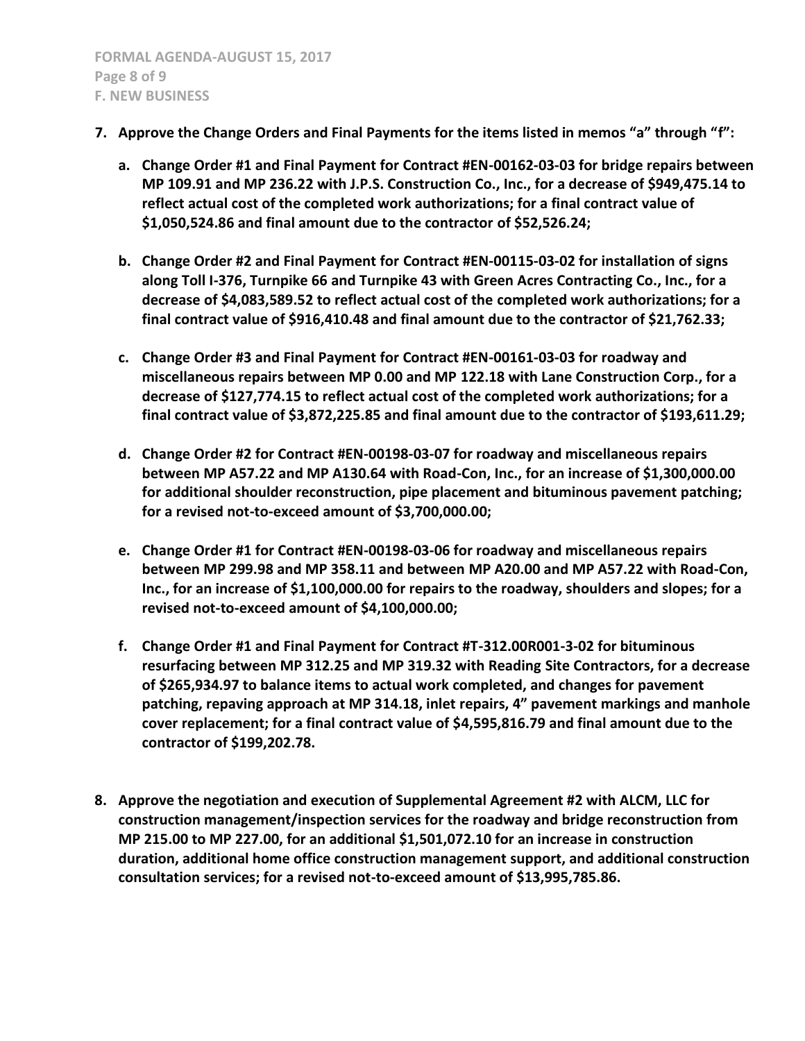7. **Approve the Change Orders and Final Payments for the items listed in memos "a" through "f":**

   a. **Change Order #1 and Final Payment for Contract #EN-00162-03-03 for bridge repairs between MP 109.91 and MP 236.22 with J.P.S. Construction Co., Inc., for a decrease of $949,475.14 to reflect actual cost of the completed work authorizations; for a final contract value of $1,050,524.86 and final amount due to the contractor of $52,526.24;**

   b. **Change Order #2 and Final Payment for Contract #EN-00115-03-02 for installation of signs along Toll I-376, Turnpike 66 and Turnpike 43 with Green Acres Contracting Co., Inc., for a decrease of $4,083,589.52 to reflect actual cost of the completed work authorizations; for a final contract value of $916,410.48 and final amount due to the contractor of $21,762.33;**

   c. **Change Order #3 and Final Payment for Contract #EN-00161-03-03 for roadway and miscellaneous repairs between MP 0.00 and MP 122.18 with Lane Construction Corp., for a decrease of $127,774.15 to reflect actual cost of the completed work authorizations; for a final contract value of $3,872,225.85 and final amount due to the contractor of $193,611.29;**

   d. **Change Order #2 for Contract #EN-00198-03-07 for roadway and miscellaneous repairs between MP A57.22 and MP A130.64 with Road-Con, Inc., for an increase of $1,300,000.00 for additional shoulder reconstruction, pipe placement and bituminous pavement patching; for a revised not-to-exceed amount of $3,700,000.00;**

   e. **Change Order #1 for Contract #EN-00198-03-06 for roadway and miscellaneous repairs between MP 299.98 and MP 358.11 and between MP A20.00 and MP A57.22 with Road-Con, Inc., for an increase of $1,100,000.00 for repairs to the roadway, shoulders and slopes; for a revised not-to-exceed amount of $4,100,000.00;**

   f. **Change Order #1 and Final Payment for Contract #T-312.00R001-3-02 for bituminous resurfacing between MP 312.25 and MP 319.32 with Reading Site Contractors, for a decrease of $265,934.97 to balance items to actual work completed, and changes for pavement patching, repaving approach at MP 314.18, inlet repairs, 4" pavement markings and manhole cover replacement; for a final contract value of $4,595,816.79 and final amount due to the contractor of $199,202.78.**

8. **Approve the negotiation and execution of Supplemental Agreement #2 with ALCM, LLC for construction management/inspection services for the roadway and bridge reconstruction from MP 215.00 to MP 227.00, for an additional $1,501,072.10 for an increase in construction duration, additional home office construction management support, and additional construction consultation services; for a revised not-to-exceed amount of $13,995,785.86.**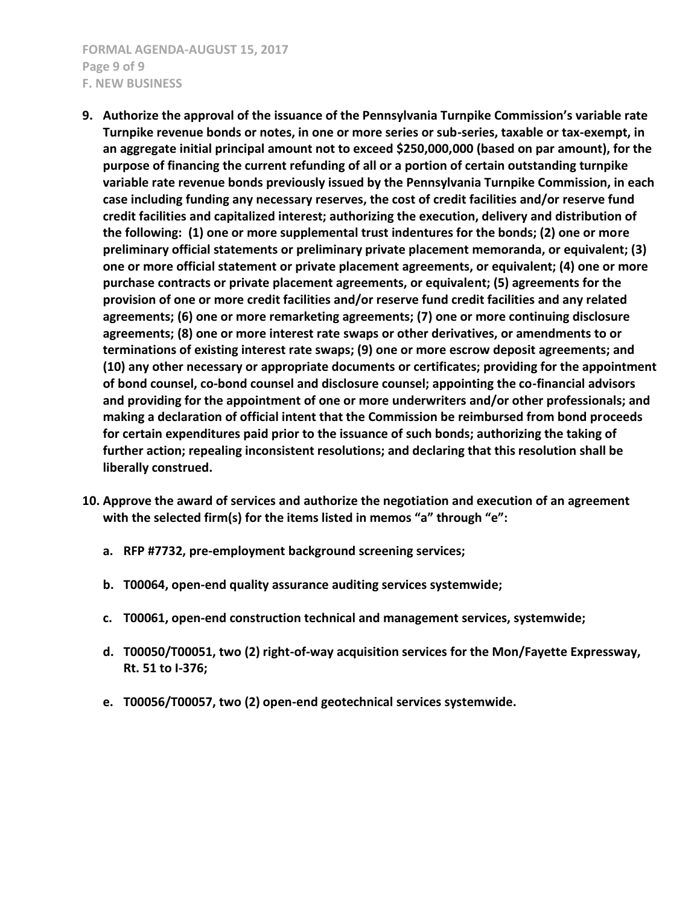9. **Authorize the approval of the issuance of the Pennsylvania Turnpike Commission's variable rate Turnpike revenue bonds or notes, in one or more series or sub-series, taxable or tax-exempt, in an aggregate initial principal amount not to exceed $250,000,000 (based on par amount), for the purpose of financing the current refunding of all or a portion of certain outstanding turnpike variable rate revenue bonds previously issued by the Pennsylvania Turnpike Commission, in each case including funding any necessary reserves, the cost of credit facilities and/or reserve fund credit facilities and capitalized interest; authorizing the execution, delivery and distribution of the following: (1) one or more supplemental trust indentures for the bonds; (2) one or more preliminary official statements or preliminary private placement memoranda, or equivalent; (3) one or more official statement or private placement agreements, or equivalent; (4) one or more purchase contracts or private placement agreements, or equivalent; (5) agreements for the provision of one or more credit facilities and/or reserve fund credit facilities and any related agreements; (6) one or more remarketing agreements; (7) one or more continuing disclosure agreements; (8) one or more interest rate swaps or other derivatives, or amendments to or terminations of existing interest rate swaps; (9) one or more escrow deposit agreements; and (10) any other necessary or appropriate documents or certificates; providing for the appointment of bond counsel, co-bond counsel and disclosure counsel; appointing the co-financial advisors and providing for the appointment of one or more underwriters and/or other professionals; and making a declaration of official intent that the Commission be reimbursed from bond proceeds for certain expenditures paid prior to the issuance of such bonds; authorizing the taking of further action; repealing inconsistent resolutions; and declaring that this resolution shall be liberally construed.**

10. **Approve the award of services and authorize the negotiation and execution of an agreement with the selected firm(s) for the items listed in memos "a" through "e":**

    a. **RFP #7732, pre-employment background screening services;**

    b. **T00064, open-end quality assurance auditing services systemwide;**

    c. **T00061, open-end construction technical and management services, systemwide;**

    d. **T00050/T00051, two (2) right-of-way acquisition services for the Mon/Fayette Expressway, Rt. 51 to I-376;**

    e. **T00056/T00057, two (2) open-end geotechnical services systemwide.**